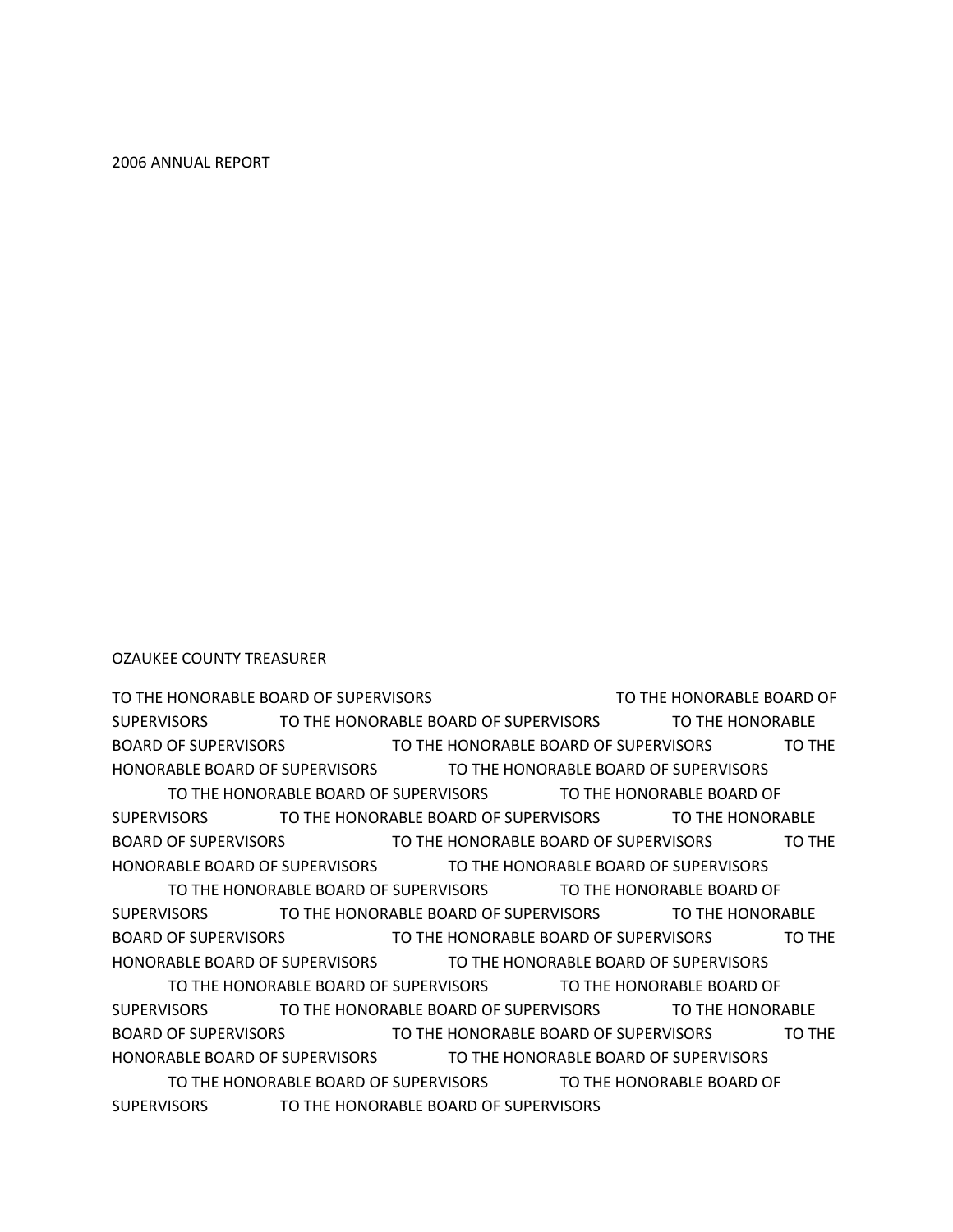2006 ANNUAL REPORT

OZAUKEE COUNTY TREASURER

TO THE HONORABLE BOARD OF SUPERVISORS TO THE HONORABLE BOARD OF SUPERVISORS TO THE HONORABLE BOARD OF SUPERVISORS TO THE HONORABLE BOARD OF SUPERVISORS TO THE HONORABLE BOARD OF SUPERVISORS TO THE HONORABLE BOARD OF SUPERVISORS TO THE HONORABLE BOARD OF SUPERVISORS

TO THE HONORABLE BOARD OF SUPERVISORS TO THE HONORABLE BOARD OF SUPERVISORS TO THE HONORABLE BOARD OF SUPERVISORS TO THE HONORABLE BOARD OF SUPERVISORS TO THE HONORABLE BOARD OF SUPERVISORS TO THE HONORABLE BOARD OF SUPERVISORS TO THE HONORABLE BOARD OF SUPERVISORS

TO THE HONORABLE BOARD OF SUPERVISORS TO THE HONORABLE BOARD OF SUPERVISORS TO THE HONORABLE BOARD OF SUPERVISORS TO THE HONORABLE BOARD OF SUPERVISORS TO THE HONORABLE BOARD OF SUPERVISORS TO THE HONORABLE BOARD OF SUPERVISORS TO THE HONORABLE BOARD OF SUPERVISORS

TO THE HONORABLE BOARD OF SUPERVISORS TO THE HONORABLE BOARD OF SUPERVISORS TO THE HONORABLE BOARD OF SUPERVISORS TO THE HONORABLE BOARD OF SUPERVISORS TO THE HONORABLE BOARD OF SUPERVISORS TO THE HONORABLE BOARD OF SUPERVISORS TO THE HONORABLE BOARD OF SUPERVISORS

TO THE HONORABLE BOARD OF SUPERVISORS TO THE HONORABLE BOARD OF SUPERVISORS TO THE HONORABLE BOARD OF SUPERVISORS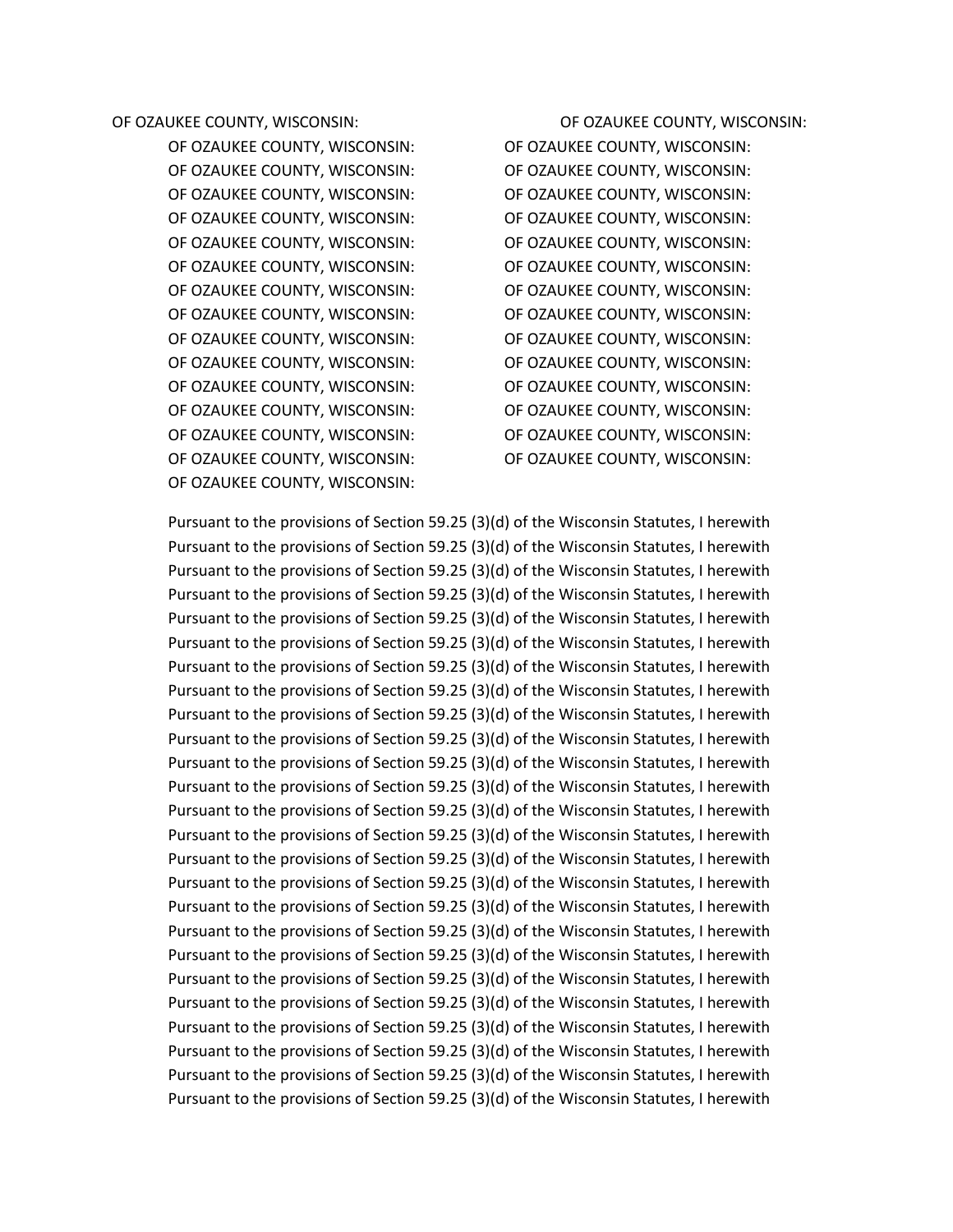OF OZAUKEE COUNTY, WISCONSIN:

OF OZAUKEE COUNTY, WISCONSIN:

OF OZAUKEE COUNTY, WISCONSIN:

OF OZAUKEE COUNTY, WISCONSIN:

OF OZAUKEE COUNTY, WISCONSIN:

OF OZAUKEE COUNTY, WISCONSIN:

OF OZAUKEE COUNTY, WISCONSIN:

OF OZAUKEE COUNTY, WISCONSIN:

OF OZAUKEE COUNTY, WISCONSIN:

OF OZAUKEE COUNTY, WISCONSIN:

OF OZAUKEE COUNTY, WISCONSIN:

OF OZAUKEE COUNTY, WISCONSIN:

OF OZAUKEE COUNTY, WISCONSIN:

OF OZAUKEE COUNTY, WISCONSIN:

OF OZAUKEE COUNTY, WISCONSIN:

OF OZAUKEE COUNTY, WISCONSIN:

OF OZAUKEE COUNTY, WISCONSIN:

OF OZAUKEE COUNTY, WISCONSIN:

OF OZAUKEE COUNTY, WISCONSIN:

OF OZAUKEE COUNTY, WISCONSIN:

OF OZAUKEE COUNTY, WISCONSIN:

OF OZAUKEE COUNTY, WISCONSIN:

OF OZAUKEE COUNTY, WISCONSIN:

OF OZAUKEE COUNTY, WISCONSIN:

OF OZAUKEE COUNTY, WISCONSIN:

OF OZAUKEE COUNTY, WISCONSIN:

OF OZAUKEE COUNTY, WISCONSIN:

OF OZAUKEE COUNTY, WISCONSIN:

OF OZAUKEE COUNTY, WISCONSIN:

OF OZAUKEE COUNTY, WISCONSIN:

OF OZAUKEE COUNTY, WISCONSIN:

Pursuant to the provisions of Section 59.25 (3)(d) of the Wisconsin Statutes, I herewith
Pursuant to the provisions of Section 59.25 (3)(d) of the Wisconsin Statutes, I herewith
Pursuant to the provisions of Section 59.25 (3)(d) of the Wisconsin Statutes, I herewith
Pursuant to the provisions of Section 59.25 (3)(d) of the Wisconsin Statutes, I herewith
Pursuant to the provisions of Section 59.25 (3)(d) of the Wisconsin Statutes, I herewith
Pursuant to the provisions of Section 59.25 (3)(d) of the Wisconsin Statutes, I herewith
Pursuant to the provisions of Section 59.25 (3)(d) of the Wisconsin Statutes, I herewith
Pursuant to the provisions of Section 59.25 (3)(d) of the Wisconsin Statutes, I herewith
Pursuant to the provisions of Section 59.25 (3)(d) of the Wisconsin Statutes, I herewith
Pursuant to the provisions of Section 59.25 (3)(d) of the Wisconsin Statutes, I herewith
Pursuant to the provisions of Section 59.25 (3)(d) of the Wisconsin Statutes, I herewith
Pursuant to the provisions of Section 59.25 (3)(d) of the Wisconsin Statutes, I herewith
Pursuant to the provisions of Section 59.25 (3)(d) of the Wisconsin Statutes, I herewith
Pursuant to the provisions of Section 59.25 (3)(d) of the Wisconsin Statutes, I herewith
Pursuant to the provisions of Section 59.25 (3)(d) of the Wisconsin Statutes, I herewith
Pursuant to the provisions of Section 59.25 (3)(d) of the Wisconsin Statutes, I herewith
Pursuant to the provisions of Section 59.25 (3)(d) of the Wisconsin Statutes, I herewith
Pursuant to the provisions of Section 59.25 (3)(d) of the Wisconsin Statutes, I herewith
Pursuant to the provisions of Section 59.25 (3)(d) of the Wisconsin Statutes, I herewith
Pursuant to the provisions of Section 59.25 (3)(d) of the Wisconsin Statutes, I herewith
Pursuant to the provisions of Section 59.25 (3)(d) of the Wisconsin Statutes, I herewith
Pursuant to the provisions of Section 59.25 (3)(d) of the Wisconsin Statutes, I herewith
Pursuant to the provisions of Section 59.25 (3)(d) of the Wisconsin Statutes, I herewith
Pursuant to the provisions of Section 59.25 (3)(d) of the Wisconsin Statutes, I herewith
Pursuant to the provisions of Section 59.25 (3)(d) of the Wisconsin Statutes, I herewith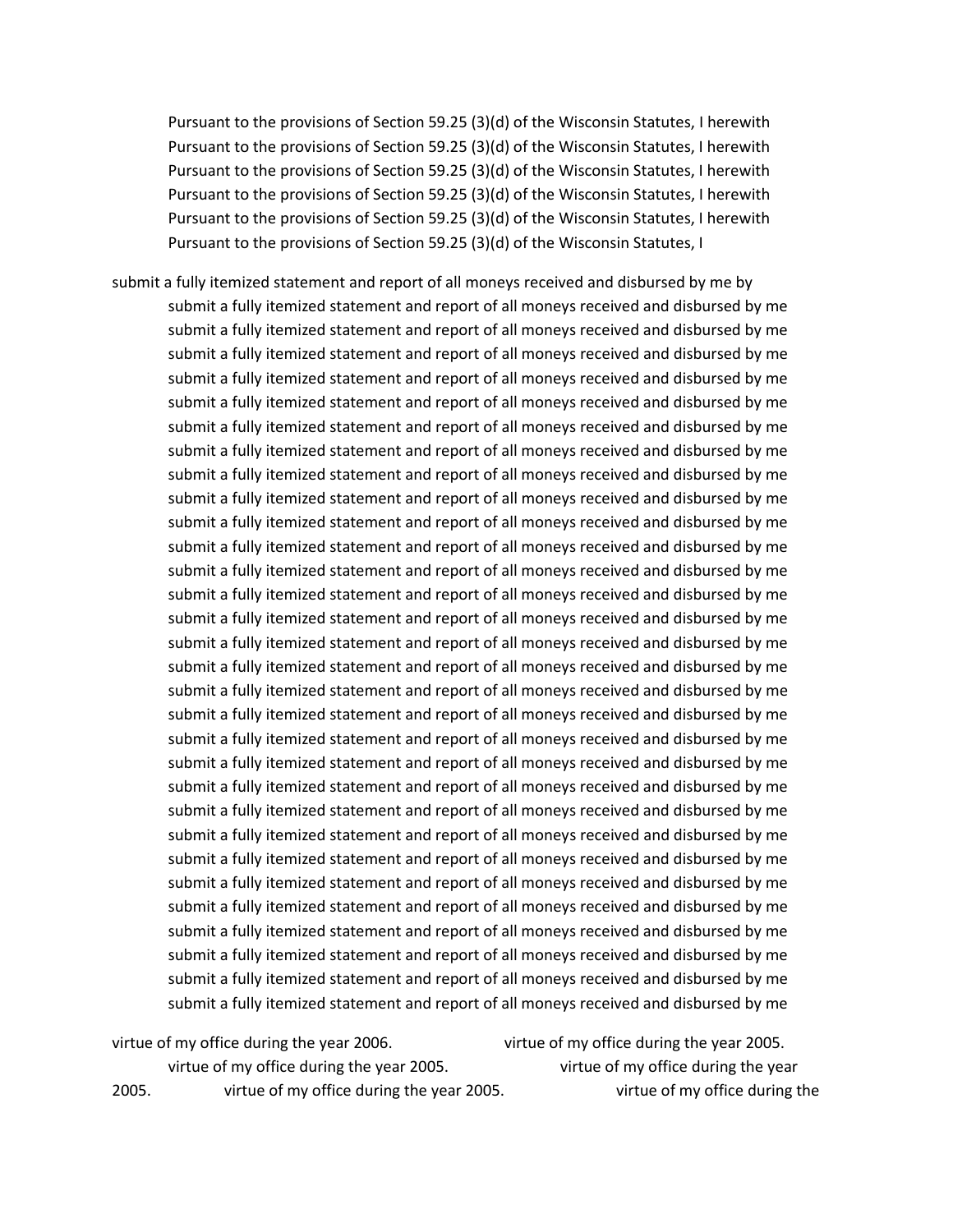Pursuant to the provisions of Section 59.25 (3)(d) of the Wisconsin Statutes, I herewith
Pursuant to the provisions of Section 59.25 (3)(d) of the Wisconsin Statutes, I herewith
Pursuant to the provisions of Section 59.25 (3)(d) of the Wisconsin Statutes, I herewith
Pursuant to the provisions of Section 59.25 (3)(d) of the Wisconsin Statutes, I herewith
Pursuant to the provisions of Section 59.25 (3)(d) of the Wisconsin Statutes, I herewith
Pursuant to the provisions of Section 59.25 (3)(d) of the Wisconsin Statutes, I

submit a fully itemized statement and report of all moneys received and disbursed by me by
submit a fully itemized statement and report of all moneys received and disbursed by me
submit a fully itemized statement and report of all moneys received and disbursed by me
submit a fully itemized statement and report of all moneys received and disbursed by me
submit a fully itemized statement and report of all moneys received and disbursed by me
submit a fully itemized statement and report of all moneys received and disbursed by me
submit a fully itemized statement and report of all moneys received and disbursed by me
submit a fully itemized statement and report of all moneys received and disbursed by me
submit a fully itemized statement and report of all moneys received and disbursed by me
submit a fully itemized statement and report of all moneys received and disbursed by me
submit a fully itemized statement and report of all moneys received and disbursed by me
submit a fully itemized statement and report of all moneys received and disbursed by me
submit a fully itemized statement and report of all moneys received and disbursed by me
submit a fully itemized statement and report of all moneys received and disbursed by me
submit a fully itemized statement and report of all moneys received and disbursed by me
submit a fully itemized statement and report of all moneys received and disbursed by me
submit a fully itemized statement and report of all moneys received and disbursed by me
submit a fully itemized statement and report of all moneys received and disbursed by me
submit a fully itemized statement and report of all moneys received and disbursed by me
submit a fully itemized statement and report of all moneys received and disbursed by me
submit a fully itemized statement and report of all moneys received and disbursed by me
submit a fully itemized statement and report of all moneys received and disbursed by me
submit a fully itemized statement and report of all moneys received and disbursed by me
submit a fully itemized statement and report of all moneys received and disbursed by me
submit a fully itemized statement and report of all moneys received and disbursed by me
submit a fully itemized statement and report of all moneys received and disbursed by me
submit a fully itemized statement and report of all moneys received and disbursed by me
submit a fully itemized statement and report of all moneys received and disbursed by me
submit a fully itemized statement and report of all moneys received and disbursed by me
submit a fully itemized statement and report of all moneys received and disbursed by me
submit a fully itemized statement and report of all moneys received and disbursed by me
submit a fully itemized statement and report of all moneys received and disbursed by me

virtue of my office during the year 2006. virtue of my office during the year 2005. virtue of my office during the year 2005. virtue of my office during the year 2005. virtue of my office during the year 2005. virtue of my office during the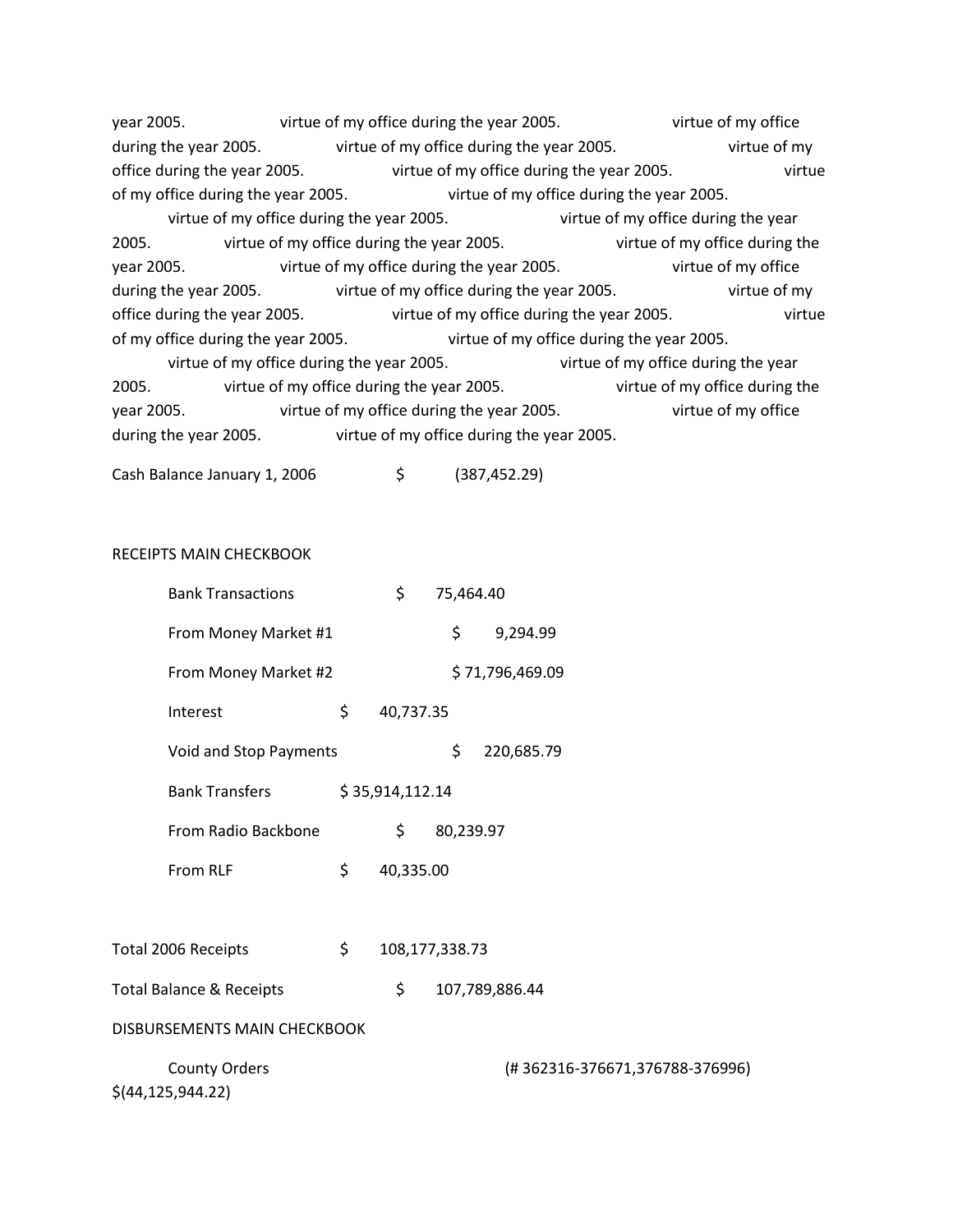year 2005. virtue of my office during the year 2005. virtue of my office during the year 2005. virtue of my office during the year 2005. virtue of my office during the year 2005. virtue of my office during the year 2005. virtue of my office during the year 2005. virtue of my office during the year 2005. virtue of my office during the year 2005. virtue of my office during the year 2005. virtue of my office during the year 2005. virtue of my office during the year 2005. virtue of my office during the year 2005. virtue of my office during the year 2005. virtue of my office during the year 2005. virtue of my office during the year 2005. virtue of my office during the year 2005. virtue of my office during the year 2005. virtue of my office during the year 2005. virtue of my office during the year 2005. virtue of my office during the year 2005. virtue of my office during the year 2005. virtue of my office during the year 2005. virtue of my office during the year 2005. virtue of my office during the year 2005.

Cash Balance January 1, 2006 $ (387,452.29)

RECEIPTS MAIN CHECKBOOK

Bank Transactions $ 75,464.40

From Money Market #1 $ 9,294.99

From Money Market #2 $ 71,796,469.09

Interest $ 40,737.35

Void and Stop Payments $ 220,685.79

Bank Transfers $ 35,914,112.14

From Radio Backbone $ 80,239.97

From RLF $ 40,335.00

Total 2006 Receipts $ 108,177,338.73

Total Balance & Receipts $ 107,789,886.44

DISBURSEMENTS MAIN CHECKBOOK

County Orders (# 362316-376671,376788-376996) $(44,125,944.22)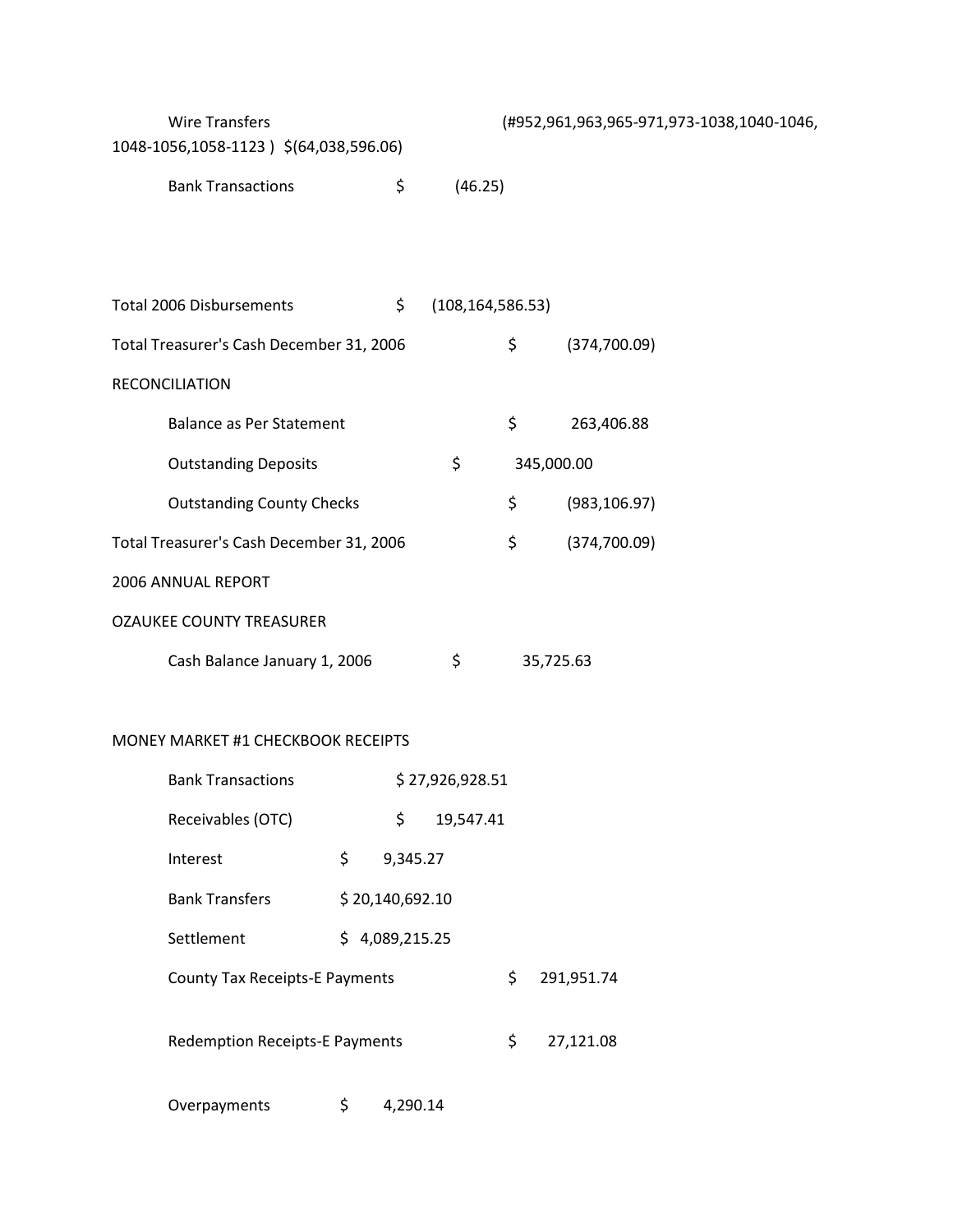Wire Transfers (#952,961,963,965-971,973-1038,1040-1046, 1048-1056,1058-1123 ) $(64,038,596.06)

Bank Transactions $ (46.25)

Total 2006 Disbursements $ (108,164,586.53)

Total Treasurer's Cash December 31, 2006 $ (374,700.09)

RECONCILIATION

Balance as Per Statement $ 263,406.88

Outstanding Deposits $ 345,000.00

Outstanding County Checks $ (983,106.97)

Total Treasurer's Cash December 31, 2006 $ (374,700.09)

2006 ANNUAL REPORT

OZAUKEE COUNTY TREASURER

Cash Balance January 1, 2006 $ 35,725.63

MONEY MARKET #1 CHECKBOOK RECEIPTS

Bank Transactions $ 27,926,928.51

Receivables (OTC) $ 19,547.41

Interest $ 9,345.27

Bank Transfers $ 20,140,692.10

Settlement $ 4,089,215.25

County Tax Receipts-E Payments $ 291,951.74

Redemption Receipts-E Payments $ 27,121.08

Overpayments $ 4,290.14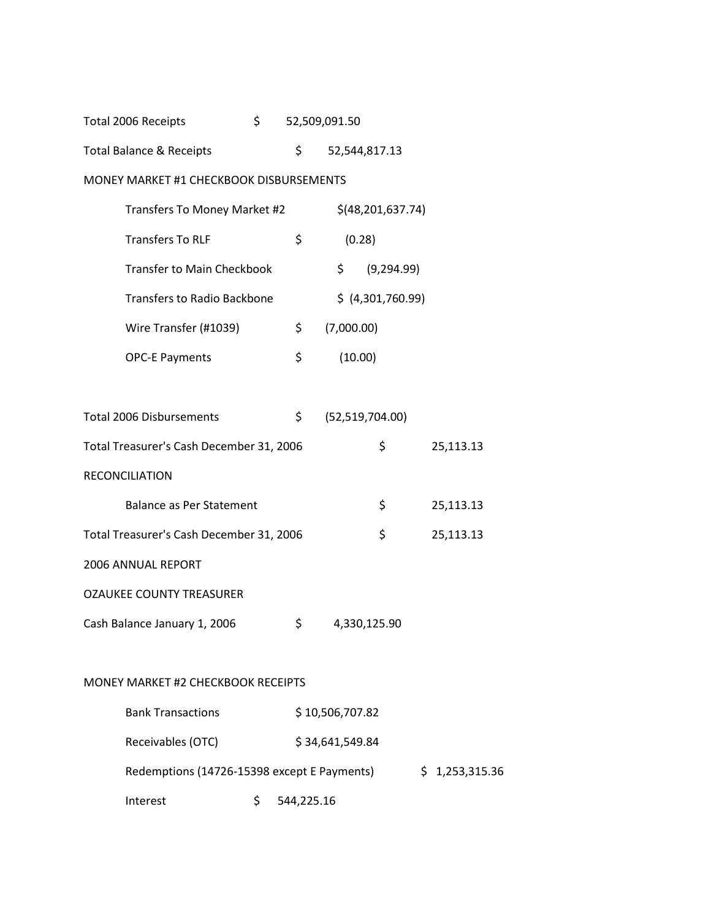Total 2006 Receipts $ 52,509,091.50

Total Balance & Receipts $ 52,544,817.13

MONEY MARKET #1 CHECKBOOK DISBURSEMENTS

| | |
|---|---|
| Transfers To Money Market #2 | $(48,201,637.74) |
| Transfers To RLF | $ (0.28) |
| Transfer to Main Checkbook | $ (9,294.99) |
| Transfers to Radio Backbone | $ (4,301,760.99) |
| Wire Transfer (#1039) | $ (7,000.00) |
| OPC-E Payments | $ (10.00) |

Total 2006 Disbursements $ (52,519,704.00)

Total Treasurer's Cash December 31, 2006 $ 25,113.13

RECONCILIATION

Balance as Per Statement $ 25,113.13

Total Treasurer's Cash December 31, 2006 $ 25,113.13

2006 ANNUAL REPORT

OZAUKEE COUNTY TREASURER

Cash Balance January 1, 2006 $ 4,330,125.90

MONEY MARKET #2 CHECKBOOK RECEIPTS

| | |
|---|---|
| Bank Transactions | $ 10,506,707.82 |
| Receivables (OTC) | $ 34,641,549.84 |
| Redemptions (14726-15398 except E Payments) | $ 1,253,315.36 |
| Interest | $ 544,225.16 |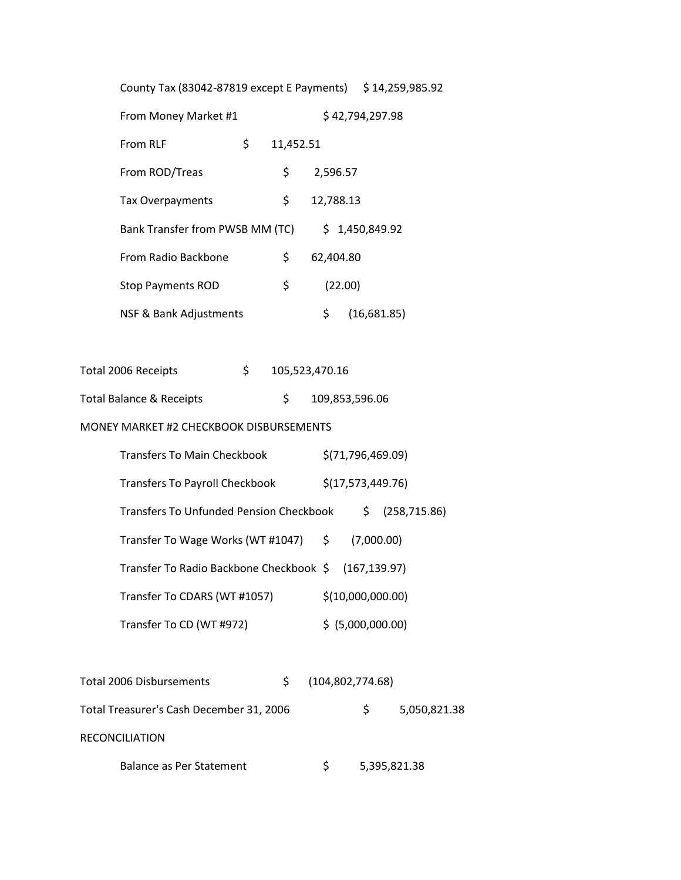County Tax (83042-87819 except E Payments) $ 14,259,985.92

From Money Market #1 $ 42,794,297.98

From RLF $ 11,452.51

From ROD/Treas $ 2,596.57

Tax Overpayments $ 12,788.13

Bank Transfer from PWSB MM (TC) $ 1,450,849.92

From Radio Backbone $ 62,404.80

Stop Payments ROD $ (22.00)

NSF & Bank Adjustments $ (16,681.85)

Total 2006 Receipts $ 105,523,470.16

Total Balance & Receipts $ 109,853,596.06

MONEY MARKET #2 CHECKBOOK DISBURSEMENTS

Transfers To Main Checkbook $(71,796,469.09)

Transfers To Payroll Checkbook $(17,573,449.76)

Transfers To Unfunded Pension Checkbook $ (258,715.86)

Transfer To Wage Works (WT #1047) $ (7,000.00)

Transfer To Radio Backbone Checkbook $ (167,139.97)

Transfer To CDARS (WT #1057) $(10,000,000.00)

Transfer To CD (WT #972) $ (5,000,000.00)

Total 2006 Disbursements $ (104,802,774.68)

Total Treasurer's Cash December 31, 2006 $ 5,050,821.38

RECONCILIATION

Balance as Per Statement $ 5,395,821.38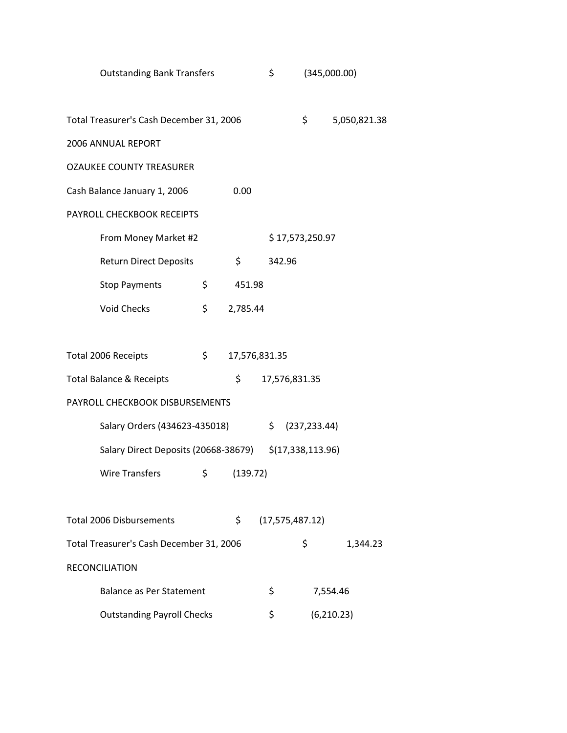Outstanding Bank Transfers $ (345,000.00)

Total Treasurer's Cash December 31, 2006 $ 5,050,821.38

2006 ANNUAL REPORT

OZAUKEE COUNTY TREASURER

Cash Balance January 1, 2006 0.00

PAYROLL CHECKBOOK RECEIPTS

| | | | |
|---|---|---|---|
| From Money Market #2 | | | $ 17,573,250.97 |
| Return Direct Deposits | | $ 342.96 | |
| Stop Payments | $ 451.98 | | |
| Void Checks | $ 2,785.44 | | |

Total 2006 Receipts $ 17,576,831.35

Total Balance & Receipts $ 17,576,831.35

PAYROLL CHECKBOOK DISBURSEMENTS

| | | | |
|---|---|---|---|
| Salary Orders (434623-435018) | | | $ (237,233.44) |
| Salary Direct Deposits (20668-38679) | | | $(17,338,113.96) |
| Wire Transfers | $ (139.72) | | |

Total 2006 Disbursements $ (17,575,487.12)

Total Treasurer's Cash December 31, 2006 $ 1,344.23

RECONCILIATION

| | |
|---|---|
| Balance as Per Statement | $ 7,554.46 |
| Outstanding Payroll Checks | $ (6,210.23) |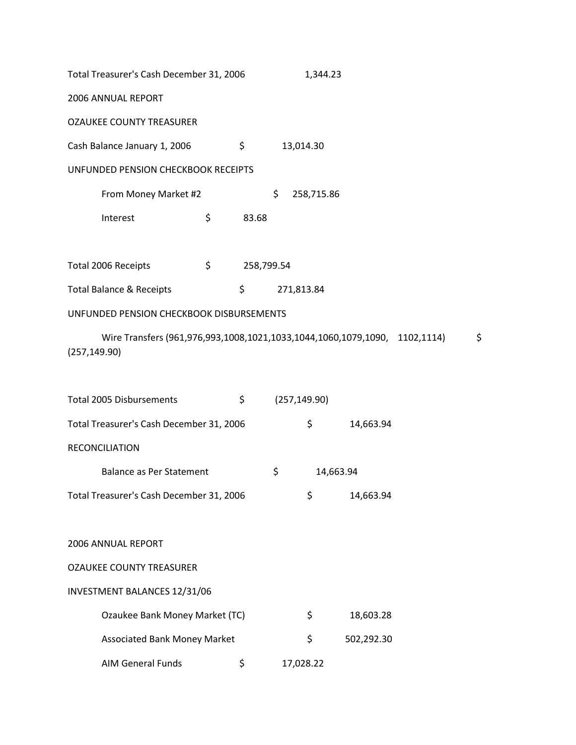Total Treasurer's Cash December 31, 2006 1,344.23

2006 ANNUAL REPORT

OZAUKEE COUNTY TREASURER

Cash Balance January 1, 2006 $ 13,014.30

UNFUNDED PENSION CHECKBOOK RECEIPTS

From Money Market #2 $ 258,715.86

Interest $ 83.68

Total 2006 Receipts $ 258,799.54

Total Balance & Receipts $ 271,813.84

UNFUNDED PENSION CHECKBOOK DISBURSEMENTS

Wire Transfers (961,976,993,1008,1021,1033,1044,1060,1079,1090, 1102,1114) $ (257,149.90)

Total 2005 Disbursements $ (257,149.90)

Total Treasurer's Cash December 31, 2006 $ 14,663.94

RECONCILIATION

Balance as Per Statement $ 14,663.94

Total Treasurer's Cash December 31, 2006 $ 14,663.94

2006 ANNUAL REPORT

OZAUKEE COUNTY TREASURER

INVESTMENT BALANCES 12/31/06

Ozaukee Bank Money Market (TC) $ 18,603.28

Associated Bank Money Market $ 502,292.30

AIM General Funds $ 17,028.22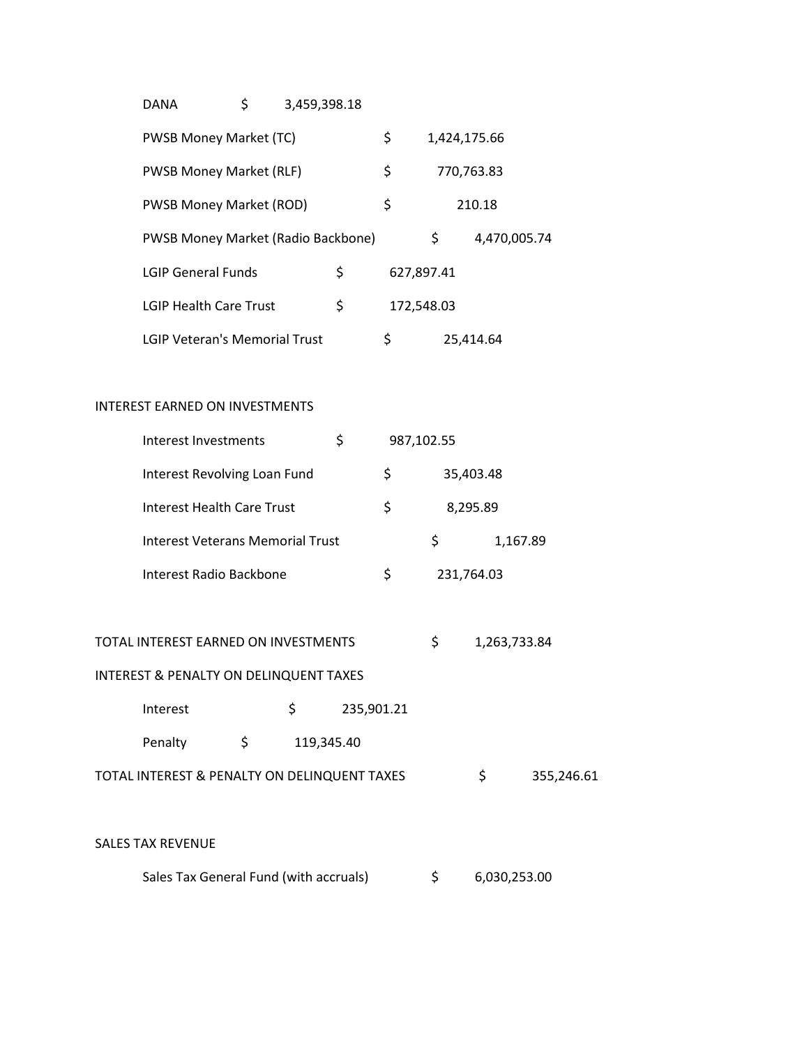DANA $ 3,459,398.18

PWSB Money Market (TC) $ 1,424,175.66

PWSB Money Market (RLF) $ 770,763.83

PWSB Money Market (ROD) $ 210.18

PWSB Money Market (Radio Backbone) $ 4,470,005.74

LGIP General Funds $ 627,897.41

LGIP Health Care Trust $ 172,548.03

LGIP Veteran's Memorial Trust $ 25,414.64

INTEREST EARNED ON INVESTMENTS

Interest Investments $ 987,102.55

Interest Revolving Loan Fund $ 35,403.48

Interest Health Care Trust $ 8,295.89

Interest Veterans Memorial Trust $ 1,167.89

Interest Radio Backbone $ 231,764.03

TOTAL INTEREST EARNED ON INVESTMENTS $ 1,263,733.84

INTEREST & PENALTY ON DELINQUENT TAXES

Interest $ 235,901.21

Penalty $ 119,345.40

TOTAL INTEREST & PENALTY ON DELINQUENT TAXES $ 355,246.61

SALES TAX REVENUE

Sales Tax General Fund (with accruals) $ 6,030,253.00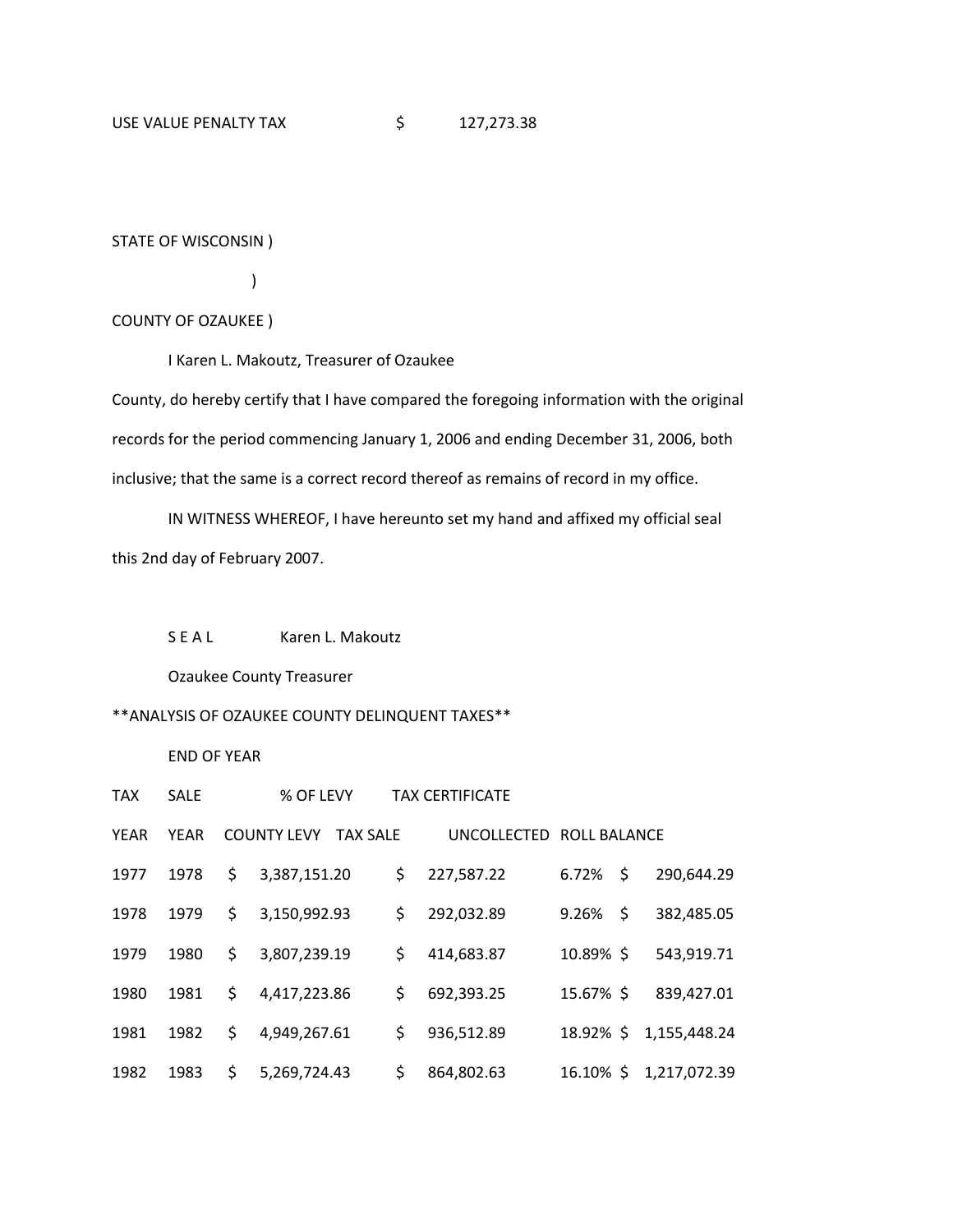USE VALUE PENALTY TAX $ 127,273.38

STATE OF WISCONSIN )

)

COUNTY OF OZAUKEE )

I Karen L. Makoutz, Treasurer of Ozaukee County, do hereby certify that I have compared the foregoing information with the original records for the period commencing January 1, 2006 and ending December 31, 2006, both inclusive; that the same is a correct record thereof as remains of record in my office.

IN WITNESS WHEREOF, I have hereunto set my hand and affixed my official seal this 2nd day of February 2007.

S E A L Karen L. Makoutz

Ozaukee County Treasurer

**ANALYSIS OF OZAUKEE COUNTY DELINQUENT TAXES**

END OF YEAR

| TAX YEAR | SALE YEAR | COUNTY LEVY | TAX CERTIFICATE TAX SALE | % OF LEVY UNCOLLECTED | ROLL BALANCE |
|---|---|---|---|---|---|
| 1977 | 1978 | $ 3,387,151.20 | $ 227,587.22 | 6.72% | $ 290,644.29 |
| 1978 | 1979 | $ 3,150,992.93 | $ 292,032.89 | 9.26% | $ 382,485.05 |
| 1979 | 1980 | $ 3,807,239.19 | $ 414,683.87 | 10.89% | $ 543,919.71 |
| 1980 | 1981 | $ 4,417,223.86 | $ 692,393.25 | 15.67% | $ 839,427.01 |
| 1981 | 1982 | $ 4,949,267.61 | $ 936,512.89 | 18.92% | $ 1,155,448.24 |
| 1982 | 1983 | $ 5,269,724.43 | $ 864,802.63 | 16.10% | $ 1,217,072.39 |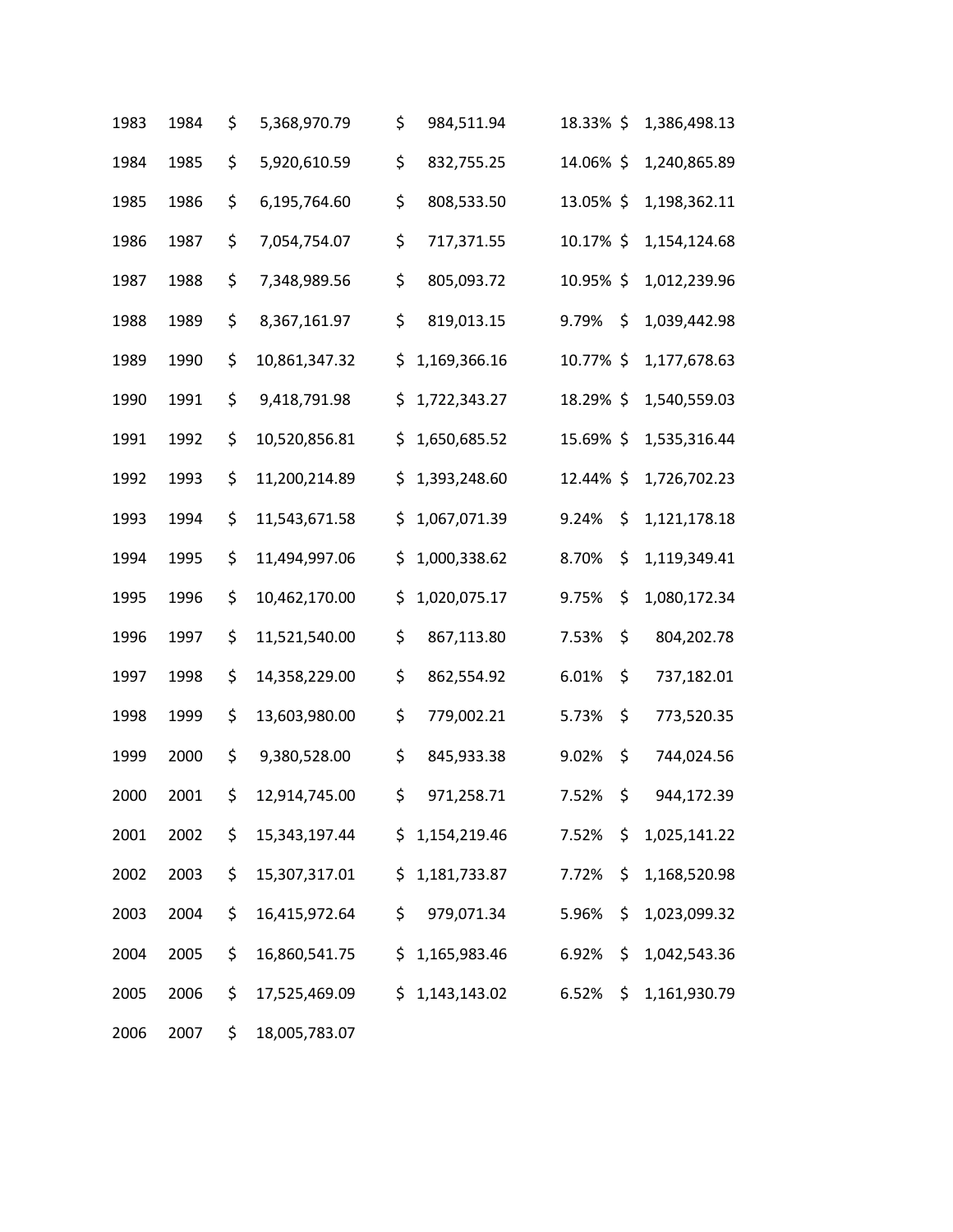| | | | | | |
|---|---|---|---|---|---|
| 1983 | 1984 | $ 5,368,970.79 | $ 984,511.94 | 18.33% | $ 1,386,498.13 |
| 1984 | 1985 | $ 5,920,610.59 | $ 832,755.25 | 14.06% | $ 1,240,865.89 |
| 1985 | 1986 | $ 6,195,764.60 | $ 808,533.50 | 13.05% | $ 1,198,362.11 |
| 1986 | 1987 | $ 7,054,754.07 | $ 717,371.55 | 10.17% | $ 1,154,124.68 |
| 1987 | 1988 | $ 7,348,989.56 | $ 805,093.72 | 10.95% | $ 1,012,239.96 |
| 1988 | 1989 | $ 8,367,161.97 | $ 819,013.15 | 9.79% | $ 1,039,442.98 |
| 1989 | 1990 | $ 10,861,347.32 | $ 1,169,366.16 | 10.77% | $ 1,177,678.63 |
| 1990 | 1991 | $ 9,418,791.98 | $ 1,722,343.27 | 18.29% | $ 1,540,559.03 |
| 1991 | 1992 | $ 10,520,856.81 | $ 1,650,685.52 | 15.69% | $ 1,535,316.44 |
| 1992 | 1993 | $ 11,200,214.89 | $ 1,393,248.60 | 12.44% | $ 1,726,702.23 |
| 1993 | 1994 | $ 11,543,671.58 | $ 1,067,071.39 | 9.24% | $ 1,121,178.18 |
| 1994 | 1995 | $ 11,494,997.06 | $ 1,000,338.62 | 8.70% | $ 1,119,349.41 |
| 1995 | 1996 | $ 10,462,170.00 | $ 1,020,075.17 | 9.75% | $ 1,080,172.34 |
| 1996 | 1997 | $ 11,521,540.00 | $ 867,113.80 | 7.53% | $ 804,202.78 |
| 1997 | 1998 | $ 14,358,229.00 | $ 862,554.92 | 6.01% | $ 737,182.01 |
| 1998 | 1999 | $ 13,603,980.00 | $ 779,002.21 | 5.73% | $ 773,520.35 |
| 1999 | 2000 | $ 9,380,528.00 | $ 845,933.38 | 9.02% | $ 744,024.56 |
| 2000 | 2001 | $ 12,914,745.00 | $ 971,258.71 | 7.52% | $ 944,172.39 |
| 2001 | 2002 | $ 15,343,197.44 | $ 1,154,219.46 | 7.52% | $ 1,025,141.22 |
| 2002 | 2003 | $ 15,307,317.01 | $ 1,181,733.87 | 7.72% | $ 1,168,520.98 |
| 2003 | 2004 | $ 16,415,972.64 | $ 979,071.34 | 5.96% | $ 1,023,099.32 |
| 2004 | 2005 | $ 16,860,541.75 | $ 1,165,983.46 | 6.92% | $ 1,042,543.36 |
| 2005 | 2006 | $ 17,525,469.09 | $ 1,143,143.02 | 6.52% | $ 1,161,930.79 |
| 2006 | 2007 | $ 18,005,783.07 | | | |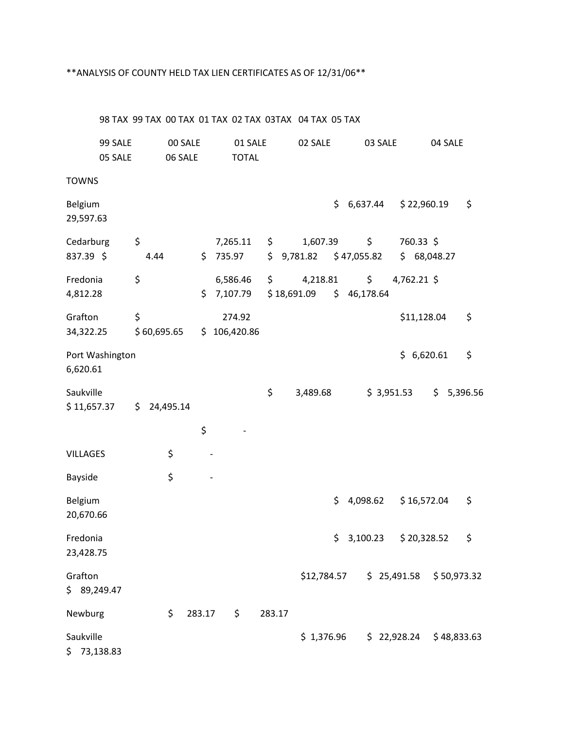**ANALYSIS OF COUNTY HELD TAX LIEN CERTIFICATES AS OF 12/31/06**

98 TAX 99 TAX 00 TAX 01 TAX 02 TAX 03TAX 04 TAX 05 TAX

99 SALE 00 SALE 01 SALE 02 SALE 03 SALE 04 SALE 05 SALE 06 SALE TOTAL

TOWNS

Belgium $ 6,637.44 $ 22,960.19 $ 29,597.63

Cedarburg $ 7,265.11 $ 1,607.39 $ 760.33 $ 837.39 $ 4.44 $ 735.97 $ 9,781.82 $ 47,055.82 $ 68,048.27

Fredonia $ 6,586.46 $ 4,218.81 $ 4,762.21 $ 4,812.28 $ 7,107.79 $ 18,691.09 $ 46,178.64

Grafton $ 274.92 $11,128.04 $ 34,322.25 $ 60,695.65 $ 106,420.86

Port Washington $ 6,620.61 $ 6,620.61

Saukville $ 3,489.68 $ 3,951.53 $ 5,396.56 $ 11,657.37 $ 24,495.14

$ -

VILLAGES $ -

Bayside $ -

Belgium $ 4,098.62 $ 16,572.04 $ 20,670.66

Fredonia $ 3,100.23 $ 20,328.52 $ 23,428.75

Grafton $12,784.57 $ 25,491.58 $ 50,973.32 $ 89,249.47

Newburg $ 283.17 $ 283.17

Saukville $ 1,376.96 $ 22,928.24 $ 48,833.63 $ 73,138.83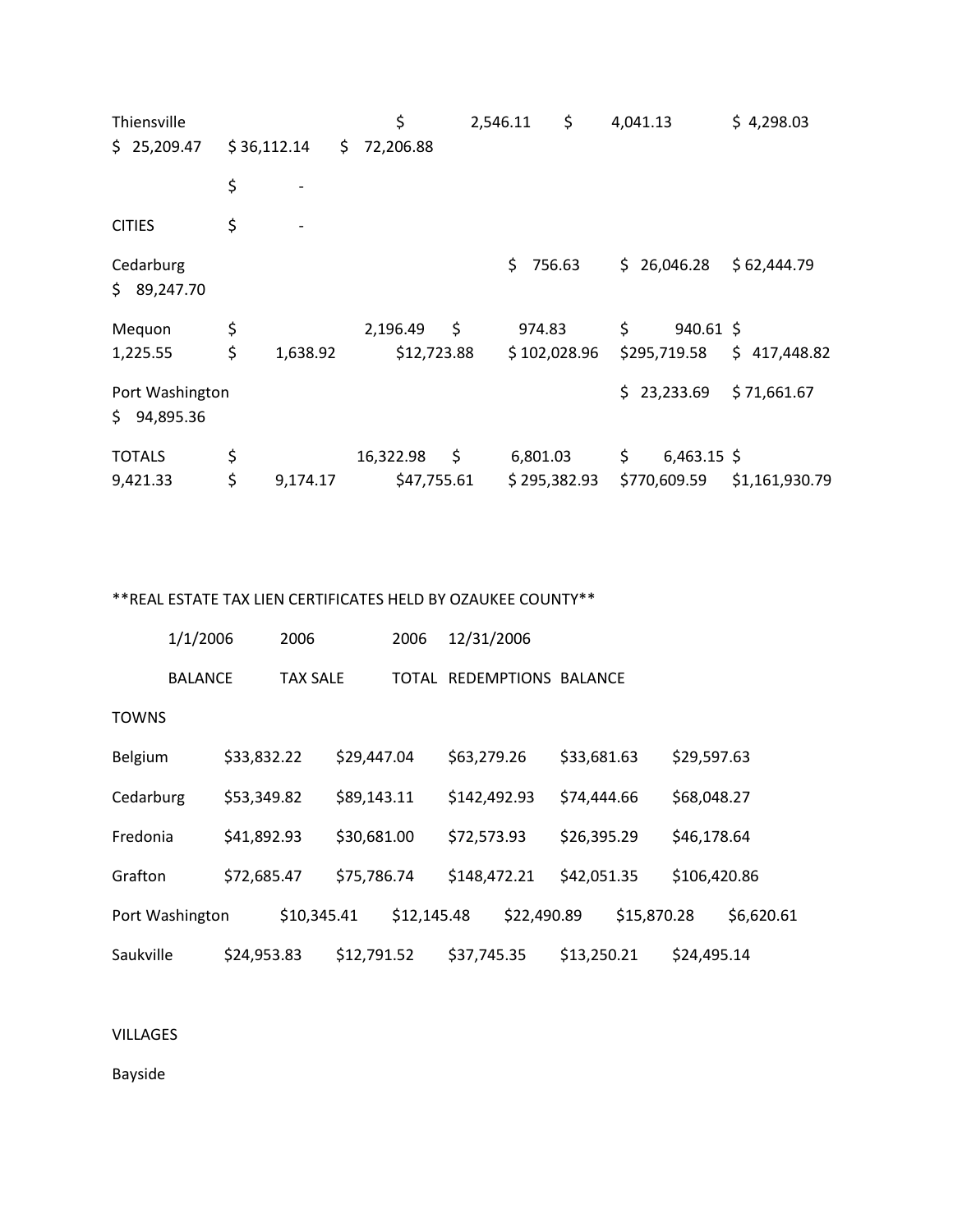| | | | | | | | | | |
|---|---|---|---|---|---|---|---|---|---|
| Thiensville | | | | $ 2,546.11 | $ 4,041.13 | $ 4,298.03 | $ 25,209.47 | $ 36,112.14 | $ 72,206.88 |
| | $ - | | | | | | | | |
| CITIES | $ - | | | | | | | | |
| Cedarburg | | | | | | $ 756.63 | $ 26,046.28 | $ 62,444.79 | $ 89,247.70 |
| Mequon | $ 2,196.49 | $ 974.83 | $ 940.61 | $ 1,225.55 | $ 1,638.92 | $12,723.88 | $ 102,028.96 | $295,719.58 | $ 417,448.82 |
| Port Washington | | | | | | | $ 23,233.69 | $ 71,661.67 | $ 94,895.36 |
| TOTALS | $ 16,322.98 | $ 6,801.03 | $ 6,463.15 | $ 9,421.33 | $ 9,174.17 | $47,755.61 | $ 295,382.93 | $770,609.59 | $1,161,930.79 |

**REAL ESTATE TAX LIEN CERTIFICATES HELD BY OZAUKEE COUNTY**

| | 1/1/2006 BALANCE | 2006 TAX SALE | 2006 TOTAL | REDEMPTIONS | 12/31/2006 BALANCE |
|---|---|---|---|---|---|
| TOWNS | | | | | |
| Belgium | $33,832.22 | $29,447.04 | $63,279.26 | $33,681.63 | $29,597.63 |
| Cedarburg | $53,349.82 | $89,143.11 | $142,492.93 | $74,444.66 | $68,048.27 |
| Fredonia | $41,892.93 | $30,681.00 | $72,573.93 | $26,395.29 | $46,178.64 |
| Grafton | $72,685.47 | $75,786.74 | $148,472.21 | $42,051.35 | $106,420.86 |
| Port Washington | $10,345.41 | $12,145.48 | $22,490.89 | $15,870.28 | $6,620.61 |
| Saukville | $24,953.83 | $12,791.52 | $37,745.35 | $13,250.21 | $24,495.14 |
| VILLAGES | | | | | |
| Bayside | | | | | |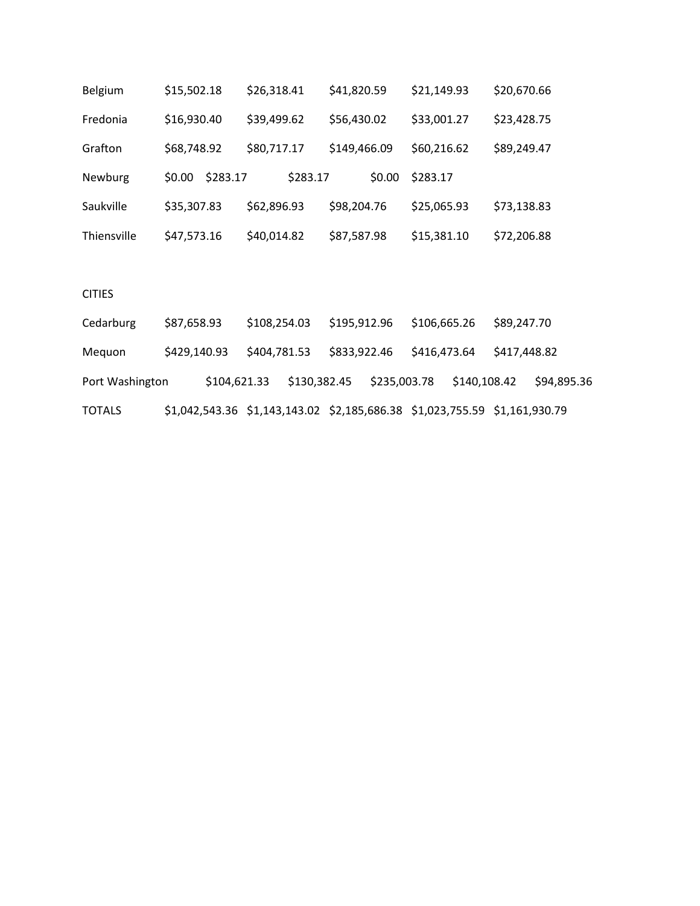| | | | | | |
|---|---|---|---|---|---|
| Belgium | $15,502.18 | $26,318.41 | $41,820.59 | $21,149.93 | $20,670.66 |
| Fredonia | $16,930.40 | $39,499.62 | $56,430.02 | $33,001.27 | $23,428.75 |
| Grafton | $68,748.92 | $80,717.17 | $149,466.09 | $60,216.62 | $89,249.47 |
| Newburg | $0.00 | $283.17 | $283.17 | $0.00 | $283.17 |
| Saukville | $35,307.83 | $62,896.93 | $98,204.76 | $25,065.93 | $73,138.83 |
| Thiensville | $47,573.16 | $40,014.82 | $87,587.98 | $15,381.10 | $72,206.88 |
| | | | | | |
| CITIES | | | | | |
| Cedarburg | $87,658.93 | $108,254.03 | $195,912.96 | $106,665.26 | $89,247.70 |
| Mequon | $429,140.93 | $404,781.53 | $833,922.46 | $416,473.64 | $417,448.82 |
| Port Washington | $104,621.33 | $130,382.45 | $235,003.78 | $140,108.42 | $94,895.36 |
| TOTALS | $1,042,543.36 | $1,143,143.02 | $2,185,686.38 | $1,023,755.59 | $1,161,930.79 |